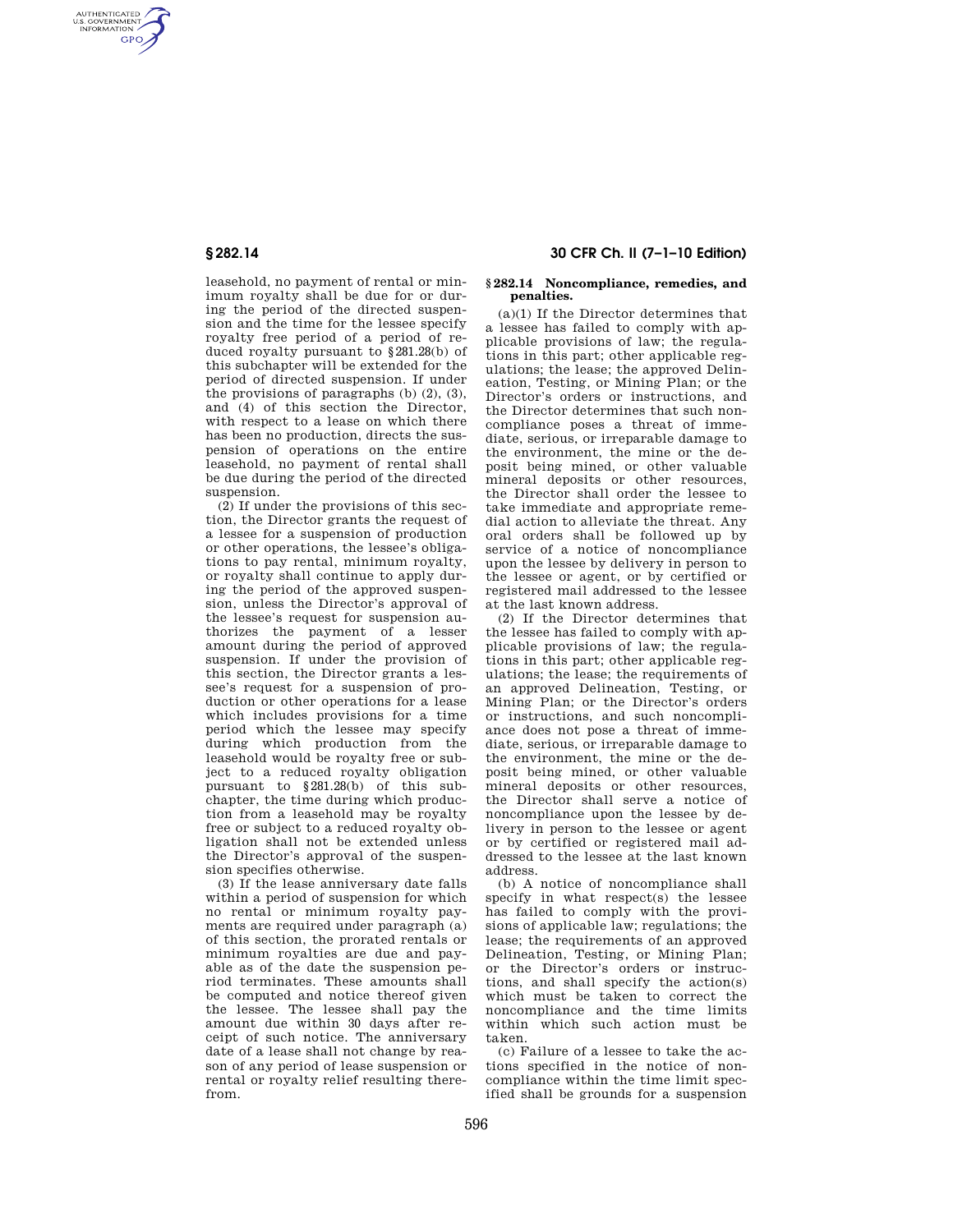leasehold, no payment of rental or minimum royalty shall be due for or during the period of the directed suspension and the time for the lessee specify royalty free period of a period of reduced royalty pursuant to §281.28(b) of this subchapter will be extended for the period of directed suspension. If under the provisions of paragraphs (b) (2), (3), and (4) of this section the Director, with respect to a lease on which there has been no production, directs the suspension of operations on the entire leasehold, no payment of rental shall be due during the period of the directed suspension.

(2) If under the provisions of this section, the Director grants the request of a lessee for a suspension of production or other operations, the lessee's obligations to pay rental, minimum royalty, or royalty shall continue to apply during the period of the approved suspension, unless the Director's approval of the lessee's request for suspension authorizes the payment of a lesser amount during the period of approved suspension. If under the provision of this section, the Director grants a lessee's request for a suspension of production or other operations for a lease which includes provisions for a time period which the lessee may specify during which production from the leasehold would be royalty free or subject to a reduced royalty obligation pursuant to §281.28(b) of this subchapter, the time during which production from a leasehold may be royalty free or subject to a reduced royalty obligation shall not be extended unless the Director's approval of the suspension specifies otherwise.

(3) If the lease anniversary date falls within a period of suspension for which no rental or minimum royalty payments are required under paragraph (a) of this section, the prorated rentals or minimum royalties are due and payable as of the date the suspension period terminates. These amounts shall be computed and notice thereof given the lessee. The lessee shall pay the amount due within 30 days after receipt of such notice. The anniversary date of a lease shall not change by reason of any period of lease suspension or rental or royalty relief resulting therefrom.

### §282.14 Noncompliance, remedies, and penalties.

(a)(1) If the Director determines that a lessee has failed to comply with applicable provisions of law; the regulations in this part; other applicable regulations; the lease; the approved Delineation, Testing, or Mining Plan; or the Director's orders or instructions, and the Director determines that such noncompliance poses a threat of immediate, serious, or irreparable damage to the environment, the mine or the deposit being mined, or other valuable mineral deposits or other resources, the Director shall order the lessee to take immediate and appropriate remedial action to alleviate the threat. Any oral orders shall be followed up by service of a notice of noncompliance upon the lessee by delivery in person to the lessee or agent, or by certified or registered mail addressed to the lessee at the last known address.

(2) If the Director determines that the lessee has failed to comply with applicable provisions of law; the regulations in this part; other applicable regulations; the lease; the requirements of an approved Delineation, Testing, or Mining Plan; or the Director's orders or instructions, and such noncompliance does not pose a threat of immediate, serious, or irreparable damage to the environment, the mine or the deposit being mined, or other valuable mineral deposits or other resources, the Director shall serve a notice of noncompliance upon the lessee by delivery in person to the lessee or agent or by certified or registered mail addressed to the lessee at the last known address.

(b) A notice of noncompliance shall specify in what respect(s) the lessee has failed to comply with the provisions of applicable law; regulations; the lease; the requirements of an approved Delineation, Testing, or Mining Plan; or the Director's orders or instructions, and shall specify the action(s) which must be taken to correct the noncompliance and the time limits within which such action must be taken.

(c) Failure of a lessee to take the actions specified in the notice of noncompliance within the time limit specified shall be grounds for a suspension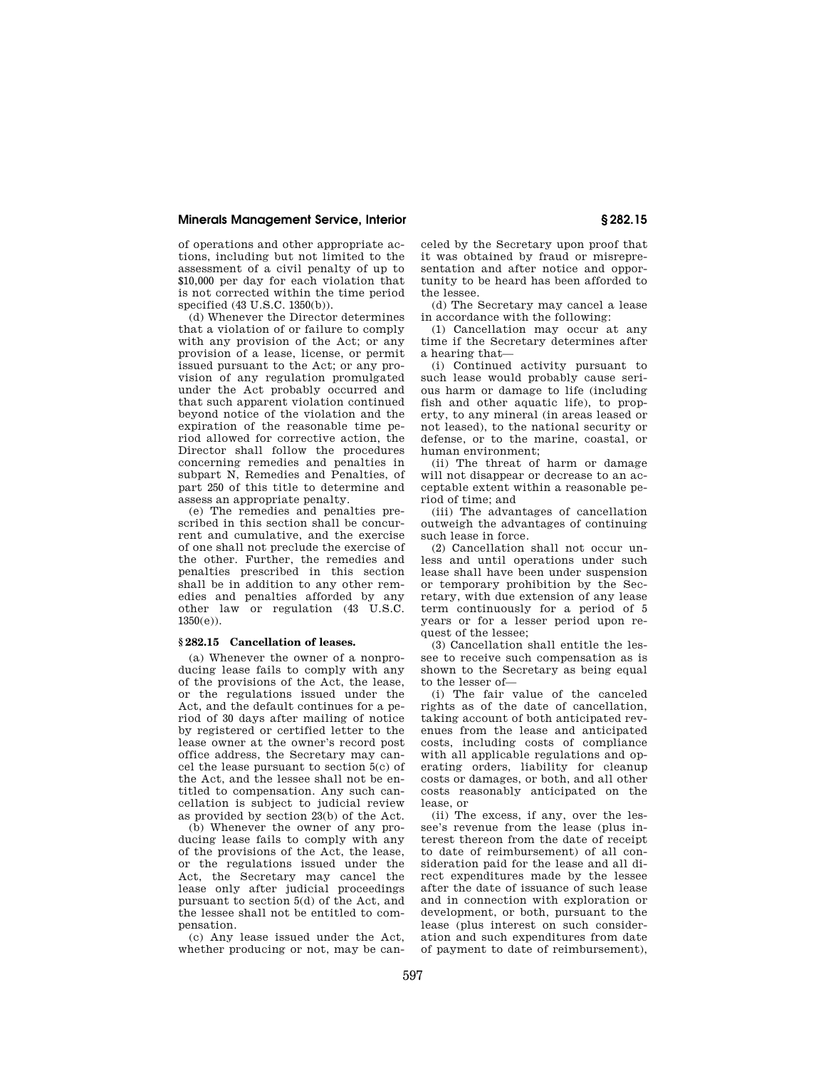of operations and other appropriate actions, including but not limited to the assessment of a civil penalty of up to $10,000 per day for each violation that is not corrected within the time period specified (43 U.S.C. 1350(b)).

(d) Whenever the Director determines that a violation of or failure to comply with any provision of the Act; or any provision of a lease, license, or permit issued pursuant to the Act; or any provision of any regulation promulgated under the Act probably occurred and that such apparent violation continued beyond notice of the violation and the expiration of the reasonable time period allowed for corrective action, the Director shall follow the procedures concerning remedies and penalties in subpart N, Remedies and Penalties, of part 250 of this title to determine and assess an appropriate penalty.

(e) The remedies and penalties prescribed in this section shall be concurrent and cumulative, and the exercise of one shall not preclude the exercise of the other. Further, the remedies and penalties prescribed in this section shall be in addition to any other remedies and penalties afforded by any other law or regulation (43 U.S.C. 1350(e)).

### § 282.15 Cancellation of leases.

(a) Whenever the owner of a nonproducing lease fails to comply with any of the provisions of the Act, the lease, or the regulations issued under the Act, and the default continues for a period of 30 days after mailing of notice by registered or certified letter to the lease owner at the owner's record post office address, the Secretary may cancel the lease pursuant to section 5(c) of the Act, and the lessee shall not be entitled to compensation. Any such cancellation is subject to judicial review as provided by section 23(b) of the Act.

(b) Whenever the owner of any producing lease fails to comply with any of the provisions of the Act, the lease, or the regulations issued under the Act, the Secretary may cancel the lease only after judicial proceedings pursuant to section 5(d) of the Act, and the lessee shall not be entitled to compensation.

(c) Any lease issued under the Act, whether producing or not, may be canceled by the Secretary upon proof that it was obtained by fraud or misrepresentation and after notice and opportunity to be heard has been afforded to the lessee.

(d) The Secretary may cancel a lease in accordance with the following:

(1) Cancellation may occur at any time if the Secretary determines after a hearing that—

(i) Continued activity pursuant to such lease would probably cause serious harm or damage to life (including fish and other aquatic life), to property, to any mineral (in areas leased or not leased), to the national security or defense, or to the marine, coastal, or human environment;

(ii) The threat of harm or damage will not disappear or decrease to an acceptable extent within a reasonable period of time; and

(iii) The advantages of cancellation outweigh the advantages of continuing such lease in force.

(2) Cancellation shall not occur unless and until operations under such lease shall have been under suspension or temporary prohibition by the Secretary, with due extension of any lease term continuously for a period of 5 years or for a lesser period upon request of the lessee;

(3) Cancellation shall entitle the lessee to receive such compensation as is shown to the Secretary as being equal to the lesser of—

(i) The fair value of the canceled rights as of the date of cancellation, taking account of both anticipated revenues from the lease and anticipated costs, including costs of compliance with all applicable regulations and operating orders, liability for cleanup costs or damages, or both, and all other costs reasonably anticipated on the lease, or

(ii) The excess, if any, over the lessee's revenue from the lease (plus interest thereon from the date of receipt to date of reimbursement) of all consideration paid for the lease and all direct expenditures made by the lessee after the date of issuance of such lease and in connection with exploration or development, or both, pursuant to the lease (plus interest on such consideration and such expenditures from date of payment to date of reimbursement),